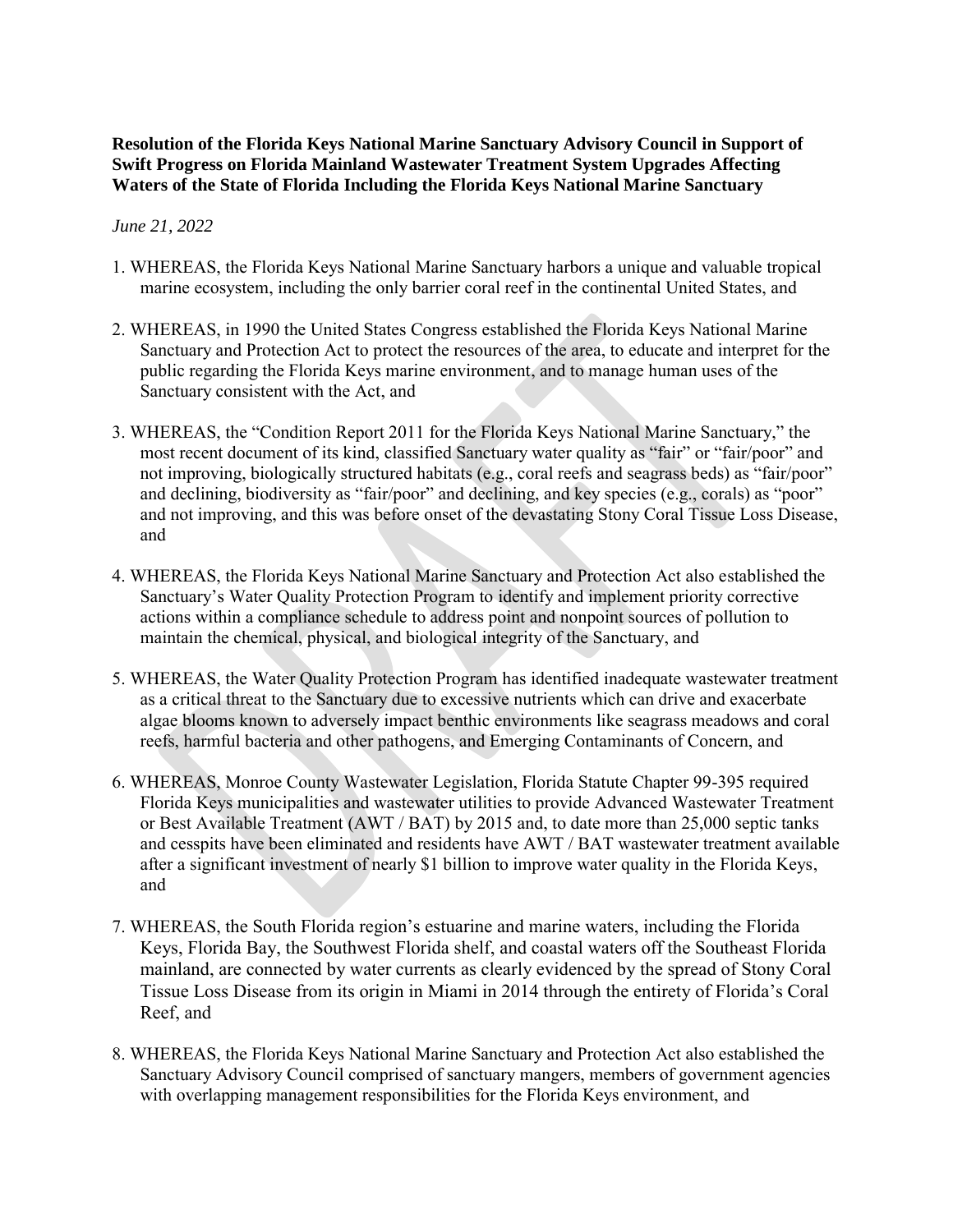**Resolution of the Florida Keys National Marine Sanctuary Advisory Council in Support of Swift Progress on Florida Mainland Wastewater Treatment System Upgrades Affecting Waters of the State of Florida Including the Florida Keys National Marine Sanctuary**

*June 21, 2022*

1. WHEREAS, the Florida Keys National Marine Sanctuary harbors a unique and valuable tropical marine ecosystem, including the only barrier coral reef in the continental United States, and

2. WHEREAS, in 1990 the United States Congress established the Florida Keys National Marine Sanctuary and Protection Act to protect the resources of the area, to educate and interpret for the public regarding the Florida Keys marine environment, and to manage human uses of the Sanctuary consistent with the Act, and

3. WHEREAS, the "Condition Report 2011 for the Florida Keys National Marine Sanctuary," the most recent document of its kind, classified Sanctuary water quality as "fair" or "fair/poor" and not improving, biologically structured habitats (e.g., coral reefs and seagrass beds) as "fair/poor" and declining, biodiversity as "fair/poor" and declining, and key species (e.g., corals) as "poor" and not improving, and this was before onset of the devastating Stony Coral Tissue Loss Disease, and

4. WHEREAS, the Florida Keys National Marine Sanctuary and Protection Act also established the Sanctuary's Water Quality Protection Program to identify and implement priority corrective actions within a compliance schedule to address point and nonpoint sources of pollution to maintain the chemical, physical, and biological integrity of the Sanctuary, and

5. WHEREAS, the Water Quality Protection Program has identified inadequate wastewater treatment as a critical threat to the Sanctuary due to excessive nutrients which can drive and exacerbate algae blooms known to adversely impact benthic environments like seagrass meadows and coral reefs, harmful bacteria and other pathogens, and Emerging Contaminants of Concern, and

6. WHEREAS, Monroe County Wastewater Legislation, Florida Statute Chapter 99-395 required Florida Keys municipalities and wastewater utilities to provide Advanced Wastewater Treatment or Best Available Treatment (AWT / BAT) by 2015 and, to date more than 25,000 septic tanks and cesspits have been eliminated and residents have AWT / BAT wastewater treatment available after a significant investment of nearly $1 billion to improve water quality in the Florida Keys, and

7. WHEREAS, the South Florida region's estuarine and marine waters, including the Florida Keys, Florida Bay, the Southwest Florida shelf, and coastal waters off the Southeast Florida mainland, are connected by water currents as clearly evidenced by the spread of Stony Coral Tissue Loss Disease from its origin in Miami in 2014 through the entirety of Florida's Coral Reef, and

8. WHEREAS, the Florida Keys National Marine Sanctuary and Protection Act also established the Sanctuary Advisory Council comprised of sanctuary mangers, members of government agencies with overlapping management responsibilities for the Florida Keys environment, and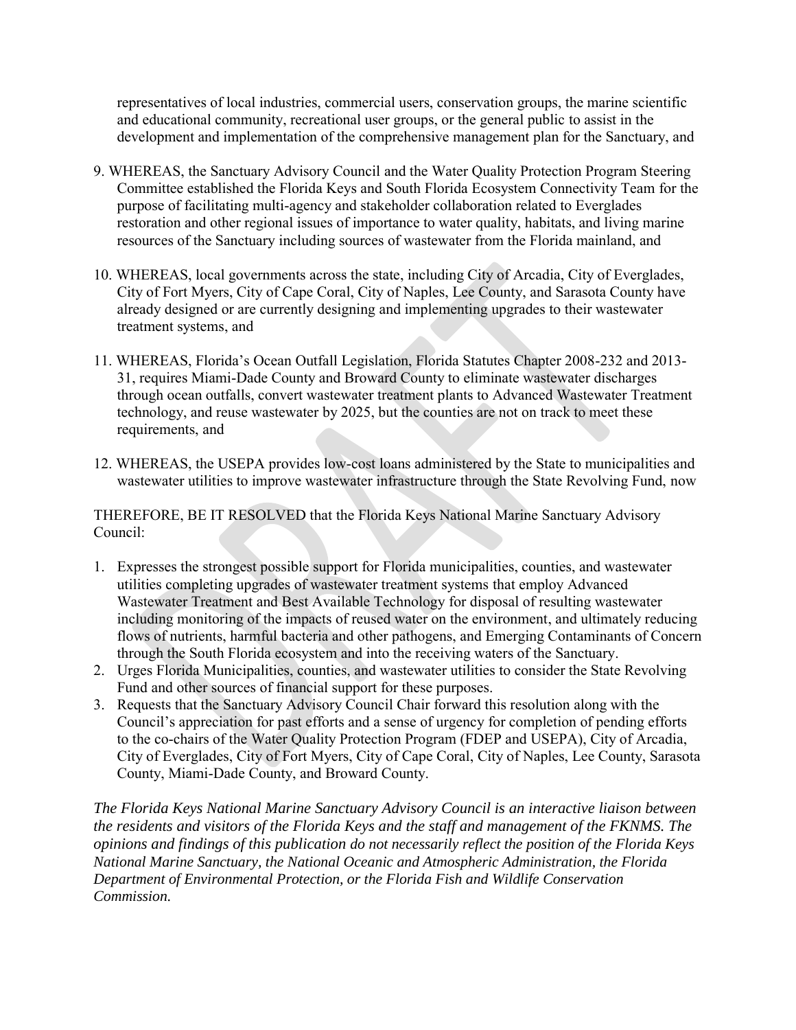representatives of local industries, commercial users, conservation groups, the marine scientific and educational community, recreational user groups, or the general public to assist in the development and implementation of the comprehensive management plan for the Sanctuary, and

9. WHEREAS, the Sanctuary Advisory Council and the Water Quality Protection Program Steering Committee established the Florida Keys and South Florida Ecosystem Connectivity Team for the purpose of facilitating multi-agency and stakeholder collaboration related to Everglades restoration and other regional issues of importance to water quality, habitats, and living marine resources of the Sanctuary including sources of wastewater from the Florida mainland, and

10. WHEREAS, local governments across the state, including City of Arcadia, City of Everglades, City of Fort Myers, City of Cape Coral, City of Naples, Lee County, and Sarasota County have already designed or are currently designing and implementing upgrades to their wastewater treatment systems, and

11. WHEREAS, Florida's Ocean Outfall Legislation, Florida Statutes Chapter 2008-232 and 2013-31, requires Miami-Dade County and Broward County to eliminate wastewater discharges through ocean outfalls, convert wastewater treatment plants to Advanced Wastewater Treatment technology, and reuse wastewater by 2025, but the counties are not on track to meet these requirements, and

12. WHEREAS, the USEPA provides low-cost loans administered by the State to municipalities and wastewater utilities to improve wastewater infrastructure through the State Revolving Fund, now

THEREFORE, BE IT RESOLVED that the Florida Keys National Marine Sanctuary Advisory Council:

1. Expresses the strongest possible support for Florida municipalities, counties, and wastewater utilities completing upgrades of wastewater treatment systems that employ Advanced Wastewater Treatment and Best Available Technology for disposal of resulting wastewater including monitoring of the impacts of reused water on the environment, and ultimately reducing flows of nutrients, harmful bacteria and other pathogens, and Emerging Contaminants of Concern through the South Florida ecosystem and into the receiving waters of the Sanctuary.
2. Urges Florida Municipalities, counties, and wastewater utilities to consider the State Revolving Fund and other sources of financial support for these purposes.
3. Requests that the Sanctuary Advisory Council Chair forward this resolution along with the Council's appreciation for past efforts and a sense of urgency for completion of pending efforts to the co-chairs of the Water Quality Protection Program (FDEP and USEPA), City of Arcadia, City of Everglades, City of Fort Myers, City of Cape Coral, City of Naples, Lee County, Sarasota County, Miami-Dade County, and Broward County.

*The Florida Keys National Marine Sanctuary Advisory Council is an interactive liaison between the residents and visitors of the Florida Keys and the staff and management of the FKNMS. The opinions and findings of this publication do not necessarily reflect the position of the Florida Keys National Marine Sanctuary, the National Oceanic and Atmospheric Administration, the Florida Department of Environmental Protection, or the Florida Fish and Wildlife Conservation Commission.*